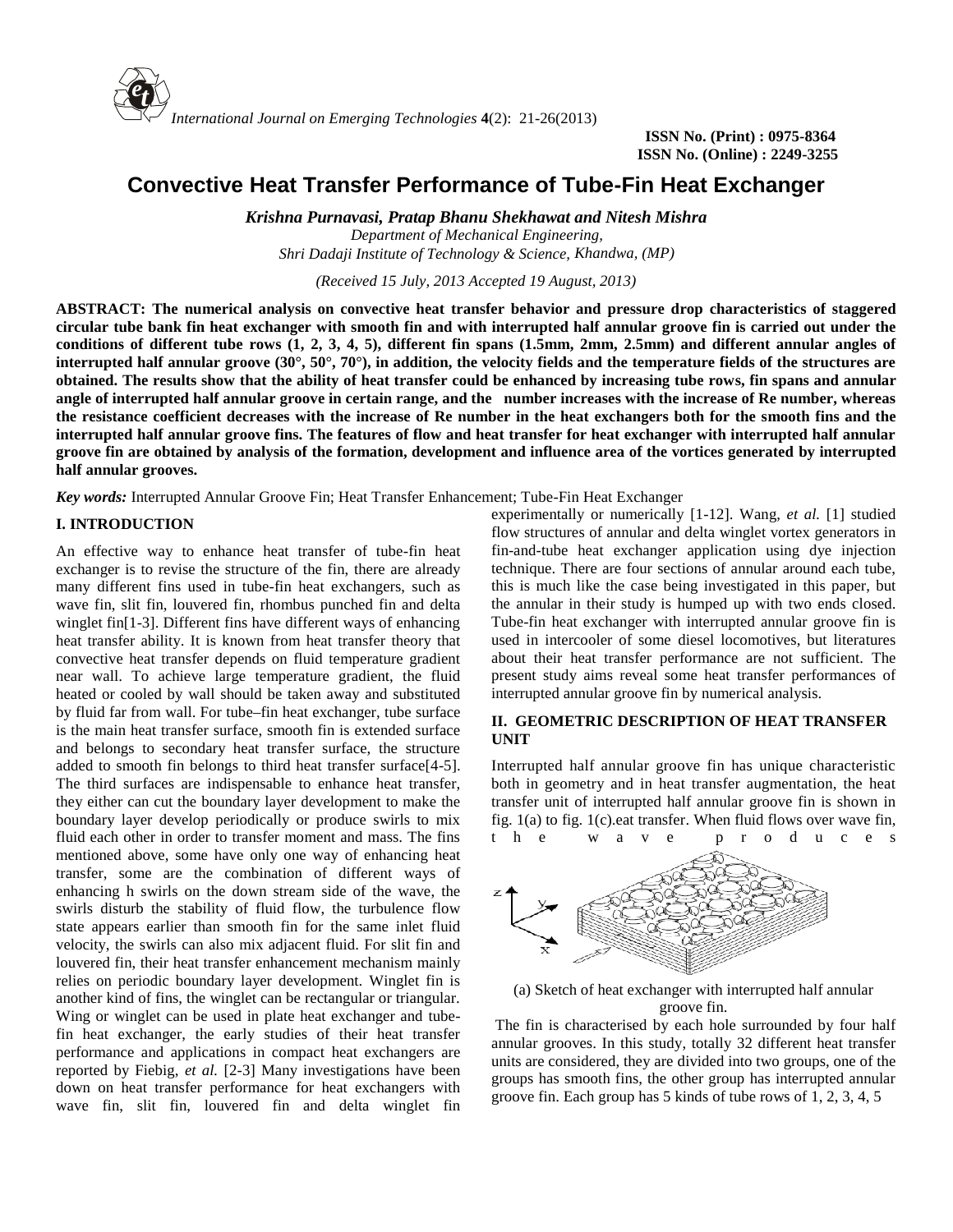# Convective Heat Transfer Performance of Tube-Fin Heat Exchanger

***Krishna Purnavasi, Pratap Bhanu Shekhawat and Nitesh Mishra***

*Department of Mechanical Engineering,*
*Shri Dadaji Institute of Technology & Science, Khandwa, (MP)*

*(Received 15 July, 2013 Accepted 19 August, 2013)*

**ABSTRACT: The numerical analysis on convective heat transfer behavior and pressure drop characteristics of staggered circular tube bank fin heat exchanger with smooth fin and with interrupted half annular groove fin is carried out under the conditions of different tube rows (1, 2, 3, 4, 5), different fin spans (1.5mm, 2mm, 2.5mm) and different annular angles of interrupted half annular groove (30°, 50°, 70°), in addition, the velocity fields and the temperature fields of the structures are obtained. The results show that the ability of heat transfer could be enhanced by increasing tube rows, fin spans and annular angle of interrupted half annular groove in certain range, and the number increases with the increase of Re number, whereas the resistance coefficient decreases with the increase of Re number in the heat exchangers both for the smooth fins and the interrupted half annular groove fins. The features of flow and heat transfer for heat exchanger with interrupted half annular groove fin are obtained by analysis of the formation, development and influence area of the vortices generated by interrupted half annular grooves.**

***Key words:*** Interrupted Annular Groove Fin; Heat Transfer Enhancement; Tube-Fin Heat Exchanger

## I. INTRODUCTION

An effective way to enhance heat transfer of tube-fin heat exchanger is to revise the structure of the fin, there are already many different fins used in tube-fin heat exchangers, such as wave fin, slit fin, louvered fin, rhombus punched fin and delta winglet fin[1-3]. Different fins have different ways of enhancing heat transfer ability. It is known from heat transfer theory that convective heat transfer depends on fluid temperature gradient near wall. To achieve large temperature gradient, the fluid heated or cooled by wall should be taken away and substituted by fluid far from wall. For tube–fin heat exchanger, tube surface is the main heat transfer surface, smooth fin is extended surface and belongs to secondary heat transfer surface, the structure added to smooth fin belongs to third heat transfer surface[4-5]. The third surfaces are indispensable to enhance heat transfer, they either can cut the boundary layer development to make the boundary layer develop periodically or produce swirls to mix fluid each other in order to transfer moment and mass. The fins mentioned above, some have only one way of enhancing heat transfer, some are the combination of different ways of enhancing h swirls on the down stream side of the wave, the swirls disturb the stability of fluid flow, the turbulence flow state appears earlier than smooth fin for the same inlet fluid velocity, the swirls can also mix adjacent fluid. For slit fin and louvered fin, their heat transfer enhancement mechanism mainly relies on periodic boundary layer development. Winglet fin is another kind of fins, the winglet can be rectangular or triangular. Wing or winglet can be used in plate heat exchanger and tube-fin heat exchanger, the early studies of their heat transfer performance and applications in compact heat exchangers are reported by Fiebig, *et al.* [2-3] Many investigations have been down on heat transfer performance for heat exchangers with wave fin, slit fin, louvered fin and delta winglet fin experimentally or numerically [1-12]. Wang, *et al.* [1] studied flow structures of annular and delta winglet vortex generators in fin-and-tube heat exchanger application using dye injection technique. There are four sections of annular around each tube, this is much like the case being investigated in this paper, but the annular in their study is humped up with two ends closed. Tube-fin heat exchanger with interrupted annular groove fin is used in intercooler of some diesel locomotives, but literatures about their heat transfer performance are not sufficient. The present study aims reveal some heat transfer performances of interrupted annular groove fin by numerical analysis.

## II. GEOMETRIC DESCRIPTION OF HEAT TRANSFER UNIT

Interrupted half annular groove fin has unique characteristic both in geometry and in heat transfer augmentation, the heat transfer unit of interrupted half annular groove fin is shown in fig. 1(a) to fig. 1(c).eat transfer. When fluid flows over wave fin, the wave produces

(a) Sketch of heat exchanger with interrupted half annular groove fin.

The fin is characterised by each hole surrounded by four half annular grooves. In this study, totally 32 different heat transfer units are considered, they are divided into two groups, one of the groups has smooth fins, the other group has interrupted annular groove fin. Each group has 5 kinds of tube rows of 1, 2, 3, 4, 5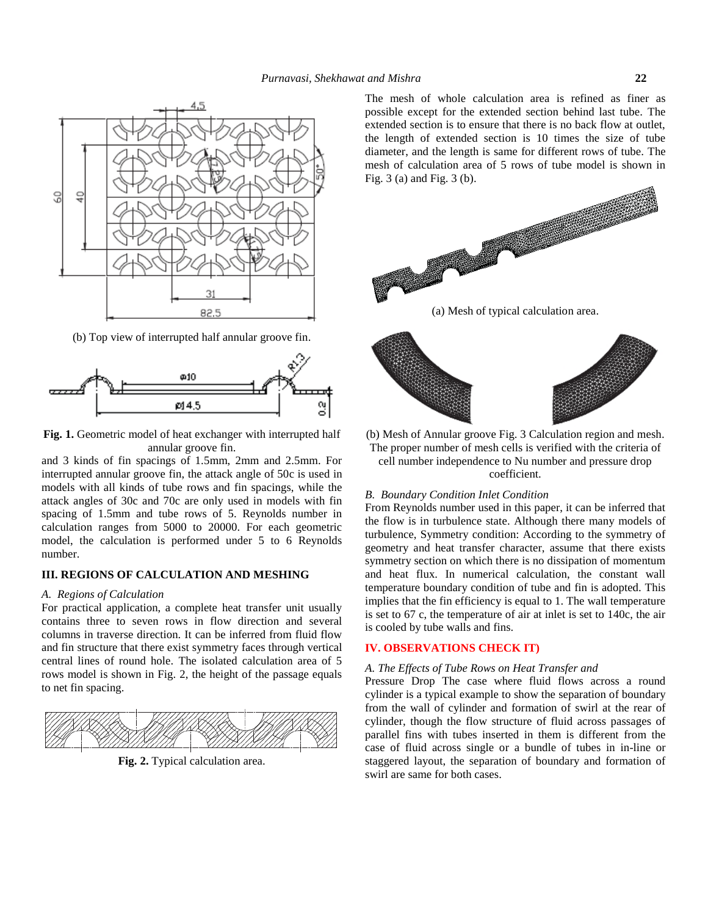(b) Top view of interrupted half annular groove fin.

**Fig. 1.** Geometric model of heat exchanger with interrupted half annular groove fin.

and 3 kinds of fin spacings of 1.5mm, 2mm and 2.5mm. For interrupted annular groove fin, the attack angle of 50c is used in models with all kinds of tube rows and fin spacings, while the attack angles of 30c and 70c are only used in models with fin spacing of 1.5mm and tube rows of 5. Reynolds number in calculation ranges from 5000 to 20000. For each geometric model, the calculation is performed under 5 to 6 Reynolds number.

## III. REGIONS OF CALCULATION AND MESHING

*A. Regions of Calculation*

For practical application, a complete heat transfer unit usually contains three to seven rows in flow direction and several columns in traverse direction. It can be inferred from fluid flow and fin structure that there exist symmetry faces through vertical central lines of round hole. The isolated calculation area of 5 rows model is shown in Fig. 2, the height of the passage equals to net fin spacing.

**Fig. 2.** Typical calculation area.

The mesh of whole calculation area is refined as finer as possible except for the extended section behind last tube. The extended section is to ensure that there is no back flow at outlet, the length of extended section is 10 times the size of tube diameter, and the length is same for different rows of tube. The mesh of calculation area of 5 rows of tube model is shown in Fig. 3 (a) and Fig. 3 (b).

(a) Mesh of typical calculation area.

(b) Mesh of Annular groove Fig. 3 Calculation region and mesh. The proper number of mesh cells is verified with the criteria of cell number independence to Nu number and pressure drop coefficient.

*B. Boundary Condition Inlet Condition*

From Reynolds number used in this paper, it can be inferred that the flow is in turbulence state. Although there many models of turbulence, Symmetry condition: According to the symmetry of geometry and heat transfer character, assume that there exists symmetry section on which there is no dissipation of momentum and heat flux. In numerical calculation, the constant wall temperature boundary condition of tube and fin is adopted. This implies that the fin efficiency is equal to 1. The wall temperature is set to 67 c, the temperature of air at inlet is set to 140c, the air is cooled by tube walls and fins.

## IV. OBSERVATIONS CHECK IT)

*A. The Effects of Tube Rows on Heat Transfer and*

Pressure Drop The case where fluid flows across a round cylinder is a typical example to show the separation of boundary from the wall of cylinder and formation of swirl at the rear of cylinder, though the flow structure of fluid across passages of parallel fins with tubes inserted in them is different from the case of fluid across single or a bundle of tubes in in-line or staggered layout, the separation of boundary and formation of swirl are same for both cases.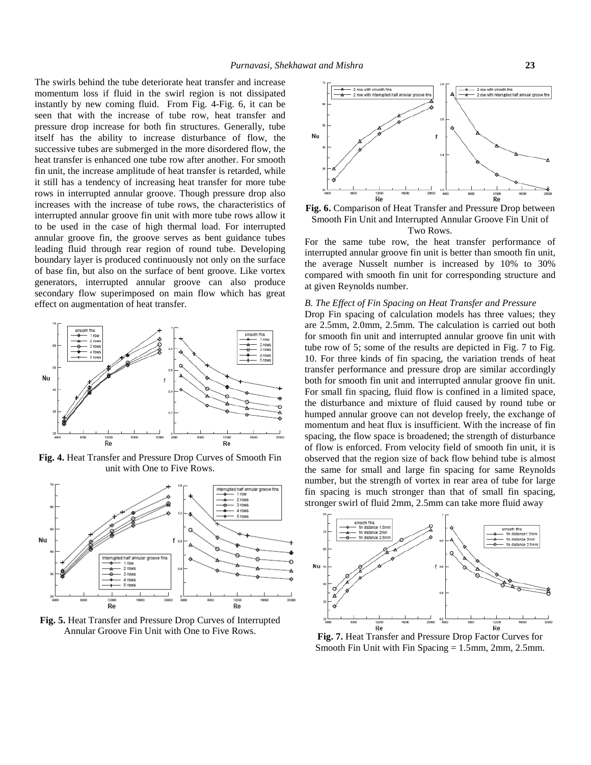The swirls behind the tube deteriorate heat transfer and increase momentum loss if fluid in the swirl region is not dissipated instantly by new coming fluid. From Fig. 4-Fig. 6, it can be seen that with the increase of tube row, heat transfer and pressure drop increase for both fin structures. Generally, tube itself has the ability to increase disturbance of flow, the successive tubes are submerged in the more disordered flow, the heat transfer is enhanced one tube row after another. For smooth fin unit, the increase amplitude of heat transfer is retarded, while it still has a tendency of increasing heat transfer for more tube rows in interrupted annular groove. Though pressure drop also increases with the increase of tube rows, the characteristics of interrupted annular groove fin unit with more tube rows allow it to be used in the case of high thermal load. For interrupted annular groove fin, the groove serves as bent guidance tubes leading fluid through rear region of round tube. Developing boundary layer is produced continuously not only on the surface of base fin, but also on the surface of bent groove. Like vortex generators, interrupted annular groove can also produce secondary flow superimposed on main flow which has great effect on augmentation of heat transfer.

**Fig. 4.** Heat Transfer and Pressure Drop Curves of Smooth Fin unit with One to Five Rows.

**Fig. 5.** Heat Transfer and Pressure Drop Curves of Interrupted Annular Groove Fin Unit with One to Five Rows.

**Fig. 6.** Comparison of Heat Transfer and Pressure Drop between Smooth Fin Unit and Interrupted Annular Groove Fin Unit of Two Rows.

For the same tube row, the heat transfer performance of interrupted annular groove fin unit is better than smooth fin unit, the average Nusselt number is increased by 10% to 30% compared with smooth fin unit for corresponding structure and at given Reynolds number.

*B. The Effect of Fin Spacing on Heat Transfer and Pressure*

Drop Fin spacing of calculation models has three values; they are 2.5mm, 2.0mm, 2.5mm. The calculation is carried out both for smooth fin unit and interrupted annular groove fin unit with tube row of 5; some of the results are depicted in Fig. 7 to Fig. 10. For three kinds of fin spacing, the variation trends of heat transfer performance and pressure drop are similar accordingly both for smooth fin unit and interrupted annular groove fin unit. For small fin spacing, fluid flow is confined in a limited space, the disturbance and mixture of fluid caused by round tube or humped annular groove can not develop freely, the exchange of momentum and heat flux is insufficient. With the increase of fin spacing, the flow space is broadened; the strength of disturbance of flow is enforced. From velocity field of smooth fin unit, it is observed that the region size of back flow behind tube is almost the same for small and large fin spacing for same Reynolds number, but the strength of vortex in rear area of tube for large fin spacing is much stronger than that of small fin spacing, stronger swirl of fluid 2mm, 2.5mm can take more fluid away

**Fig. 7.** Heat Transfer and Pressure Drop Factor Curves for Smooth Fin Unit with Fin Spacing = 1.5mm, 2mm, 2.5mm.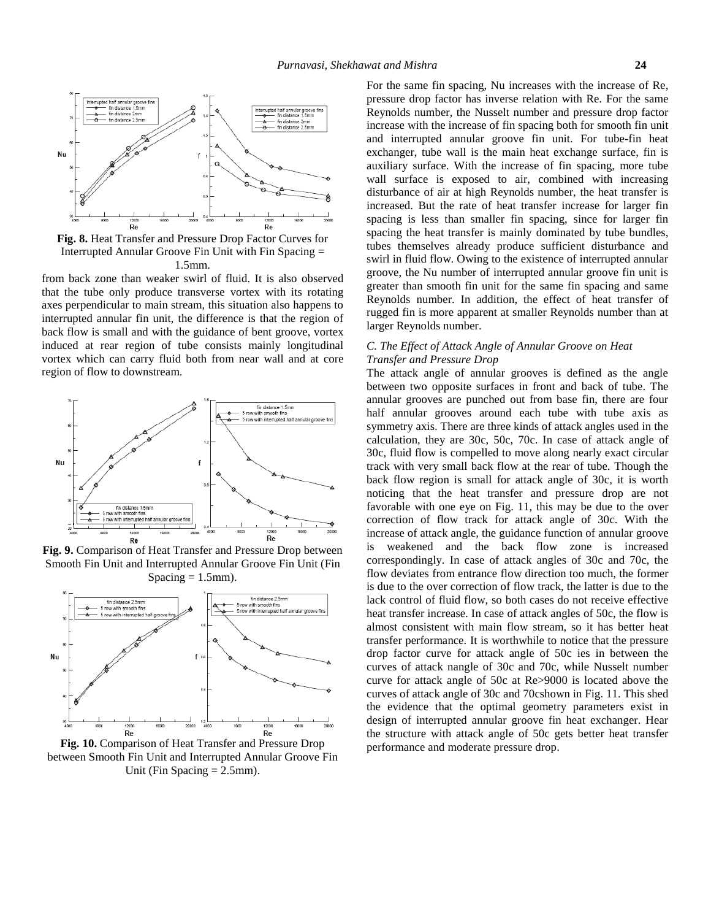interrupted half annular groove fins
fin distance 1.5mm
fin distance 2mm
fin distance 2.5mm

Nu

Re

f

Re

**Fig. 8.** Heat Transfer and Pressure Drop Factor Curves for Interrupted Annular Groove Fin Unit with Fin Spacing = 1.5mm.

from back zone than weaker swirl of fluid. It is also observed that the tube only produce transverse vortex with its rotating axes perpendicular to main stream, this situation also happens to interrupted annular fin unit, the difference is that the region of back flow is small and with the guidance of bent groove, vortex induced at rear region of tube consists mainly longitudinal vortex which can carry fluid both from near wall and at core region of flow to downstream.

fin distance 1.5mm
5 row with smooth fins
5 row with interrupted half annular groove fins

Nu

Re

f

Re

**Fig. 9.** Comparison of Heat Transfer and Pressure Drop between Smooth Fin Unit and Interrupted Annular Groove Fin Unit (Fin Spacing = 1.5mm).

fin distance 2.5mm
5 row with smooth fins
5 row with interrupted half groove fins

fin distance 2.5mm
5 row with smooth fins
5 row with interrupted half annular groove fins

Nu

Re

f

Re

**Fig. 10.** Comparison of Heat Transfer and Pressure Drop between Smooth Fin Unit and Interrupted Annular Groove Fin Unit (Fin Spacing = 2.5mm).

For the same fin spacing, Nu increases with the increase of Re, pressure drop factor has inverse relation with Re. For the same Reynolds number, the Nusselt number and pressure drop factor increase with the increase of fin spacing both for smooth fin unit and interrupted annular groove fin unit. For tube-fin heat exchanger, tube wall is the main heat exchange surface, fin is auxiliary surface. With the increase of fin spacing, more tube wall surface is exposed to air, combined with increasing disturbance of air at high Reynolds number, the heat transfer is increased. But the rate of heat transfer increase for larger fin spacing is less than smaller fin spacing, since for larger fin spacing the heat transfer is mainly dominated by tube bundles, tubes themselves already produce sufficient disturbance and swirl in fluid flow. Owing to the existence of interrupted annular groove, the Nu number of interrupted annular groove fin unit is greater than smooth fin unit for the same fin spacing and same Reynolds number. In addition, the effect of heat transfer of rugged fin is more apparent at smaller Reynolds number than at larger Reynolds number.

### *C. The Effect of Attack Angle of Annular Groove on Heat Transfer and Pressure Drop*

The attack angle of annular grooves is defined as the angle between two opposite surfaces in front and back of tube. The annular grooves are punched out from base fin, there are four half annular grooves around each tube with tube axis as symmetry axis. There are three kinds of attack angles used in the calculation, they are 30c, 50c, 70c. In case of attack angle of 30c, fluid flow is compelled to move along nearly exact circular track with very small back flow at the rear of tube. Though the back flow region is small for attack angle of 30c, it is worth noticing that the heat transfer and pressure drop are not favorable with one eye on Fig. 11, this may be due to the over correction of flow track for attack angle of 30c. With the increase of attack angle, the guidance function of annular groove is weakened and the back flow zone is increased correspondingly. In case of attack angles of 30c and 70c, the flow deviates from entrance flow direction too much, the former is due to the over correction of flow track, the latter is due to the lack control of fluid flow, so both cases do not receive effective heat transfer increase. In case of attack angles of 50c, the flow is almost consistent with main flow stream, so it has better heat transfer performance. It is worthwhile to notice that the pressure drop factor curve for attack angle of 50c ies in between the curves of attack nangle of 30c and 70c, while Nusselt number curve for attack angle of 50c at Re>9000 is located above the curves of attack angle of 30c and 70cshown in Fig. 11. This shed the evidence that the optimal geometry parameters exist in design of interrupted annular groove fin heat exchanger. Hear the structure with attack angle of 50c gets better heat transfer performance and moderate pressure drop.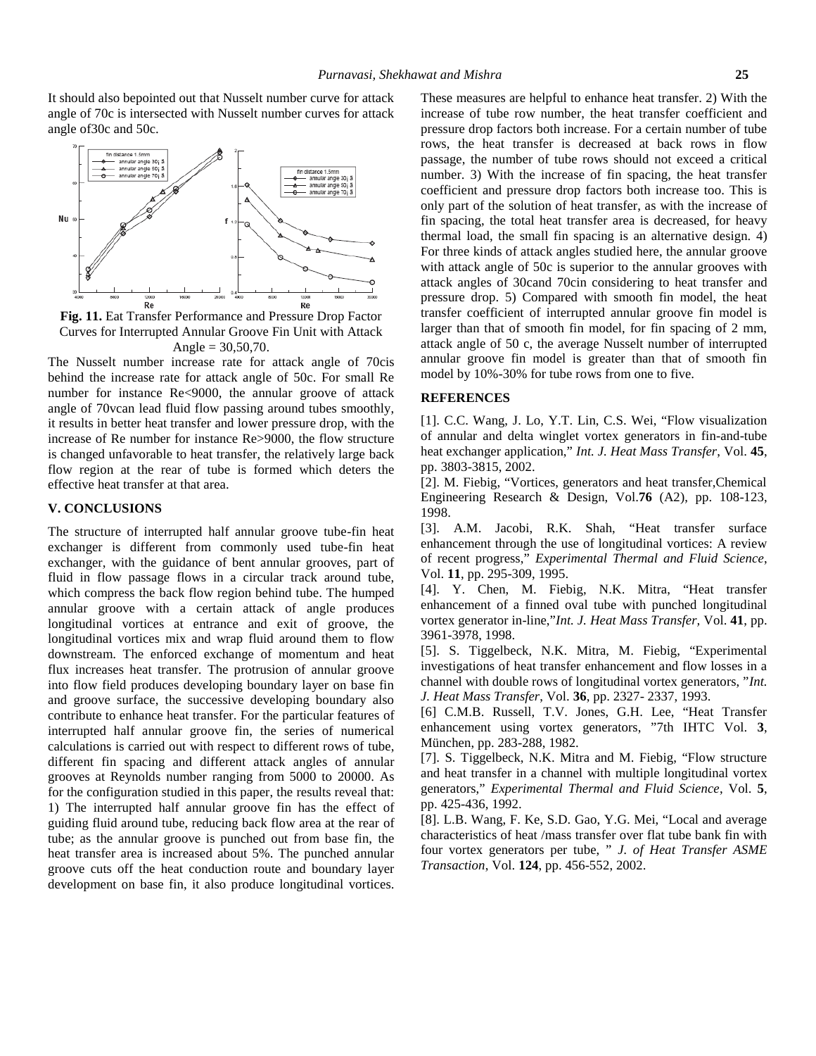It should also bepointed out that Nusselt number curve for attack angle of 70c is intersected with Nusselt number curves for attack angle of30c and 50c.

**Fig. 11.** Eat Transfer Performance and Pressure Drop Factor Curves for Interrupted Annular Groove Fin Unit with Attack Angle = 30,50,70.

The Nusselt number increase rate for attack angle of 70cis behind the increase rate for attack angle of 50c. For small Re number for instance Re<9000, the annular groove of attack angle of 70vcan lead fluid flow passing around tubes smoothly, it results in better heat transfer and lower pressure drop, with the increase of Re number for instance Re>9000, the flow structure is changed unfavorable to heat transfer, the relatively large back flow region at the rear of tube is formed which deters the effective heat transfer at that area.

## V. CONCLUSIONS

The structure of interrupted half annular groove tube-fin heat exchanger is different from commonly used tube-fin heat exchanger, with the guidance of bent annular grooves, part of fluid in flow passage flows in a circular track around tube, which compress the back flow region behind tube. The humped annular groove with a certain attack of angle produces longitudinal vortices at entrance and exit of groove, the longitudinal vortices mix and wrap fluid around them to flow downstream. The enforced exchange of momentum and heat flux increases heat transfer. The protrusion of annular groove into flow field produces developing boundary layer on base fin and groove surface, the successive developing boundary also contribute to enhance heat transfer. For the particular features of interrupted half annular groove fin, the series of numerical calculations is carried out with respect to different rows of tube, different fin spacing and different attack angles of annular grooves at Reynolds number ranging from 5000 to 20000. As for the configuration studied in this paper, the results reveal that: 1) The interrupted half annular groove fin has the effect of guiding fluid around tube, reducing back flow area at the rear of tube; as the annular groove is punched out from base fin, the heat transfer area is increased about 5%. The punched annular groove cuts off the heat conduction route and boundary layer development on base fin, it also produce longitudinal vortices. These measures are helpful to enhance heat transfer. 2) With the increase of tube row number, the heat transfer coefficient and pressure drop factors both increase. For a certain number of tube rows, the heat transfer is decreased at back rows in flow passage, the number of tube rows should not exceed a critical number. 3) With the increase of fin spacing, the heat transfer coefficient and pressure drop factors both increase too. This is only part of the solution of heat transfer, as with the increase of fin spacing, the total heat transfer area is decreased, for heavy thermal load, the small fin spacing is an alternative design. 4) For three kinds of attack angles studied here, the annular groove with attack angle of 50c is superior to the annular grooves with attack angles of 30cand 70cin considering to heat transfer and pressure drop. 5) Compared with smooth fin model, the heat transfer coefficient of interrupted annular groove fin model is larger than that of smooth fin model, for fin spacing of 2 mm, attack angle of 50 c, the average Nusselt number of interrupted annular groove fin model is greater than that of smooth fin model by 10%-30% for tube rows from one to five.

## REFERENCES

[1]. C.C. Wang, J. Lo, Y.T. Lin, C.S. Wei, "Flow visualization of annular and delta winglet vortex generators in fin-and-tube heat exchanger application," *Int. J. Heat Mass Transfer*, Vol. **45**, pp. 3803-3815, 2002.

[2]. M. Fiebig, "Vortices, generators and heat transfer,Chemical Engineering Research & Design, Vol.**76** (A2), pp. 108-123, 1998.

[3]. A.M. Jacobi, R.K. Shah, "Heat transfer surface enhancement through the use of longitudinal vortices: A review of recent progress," *Experimental Thermal and Fluid Science*, Vol. **11**, pp. 295-309, 1995.

[4]. Y. Chen, M. Fiebig, N.K. Mitra, "Heat transfer enhancement of a finned oval tube with punched longitudinal vortex generator in-line,"*Int. J. Heat Mass Transfer*, Vol. **41**, pp. 3961-3978, 1998.

[5]. S. Tiggelbeck, N.K. Mitra, M. Fiebig, "Experimental investigations of heat transfer enhancement and flow losses in a channel with double rows of longitudinal vortex generators, "*Int. J. Heat Mass Transfer*, Vol. **36**, pp. 2327- 2337, 1993.

[6] C.M.B. Russell, T.V. Jones, G.H. Lee, "Heat Transfer enhancement using vortex generators, "7th IHTC Vol. **3**, München, pp. 283-288, 1982.

[7]. S. Tiggelbeck, N.K. Mitra and M. Fiebig, "Flow structure and heat transfer in a channel with multiple longitudinal vortex generators," *Experimental Thermal and Fluid Science*, Vol. **5**, pp. 425-436, 1992.

[8]. L.B. Wang, F. Ke, S.D. Gao, Y.G. Mei, "Local and average characteristics of heat /mass transfer over flat tube bank fin with four vortex generators per tube, " *J. of Heat Transfer ASME Transaction*, Vol. **124**, pp. 456-552, 2002.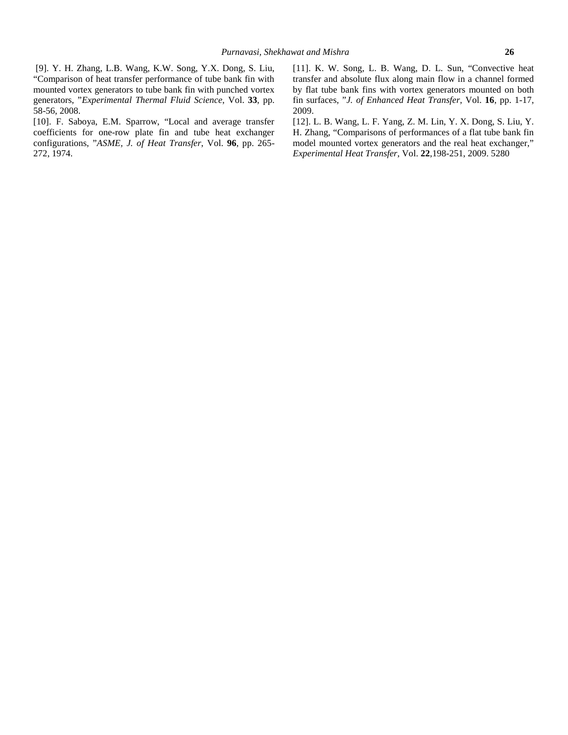[9]. Y. H. Zhang, L.B. Wang, K.W. Song, Y.X. Dong, S. Liu, "Comparison of heat transfer performance of tube bank fin with mounted vortex generators to tube bank fin with punched vortex generators, "*Experimental Thermal Fluid Science*, Vol. **33**, pp. 58-56, 2008.

[10]. F. Saboya, E.M. Sparrow, "Local and average transfer coefficients for one-row plate fin and tube heat exchanger configurations, "*ASME, J. of Heat Transfer*, Vol. **96**, pp. 265-272, 1974.

[11]. K. W. Song, L. B. Wang, D. L. Sun, "Convective heat transfer and absolute flux along main flow in a channel formed by flat tube bank fins with vortex generators mounted on both fin surfaces, "*J. of Enhanced Heat Transfer*, Vol. **16**, pp. 1-17, 2009.

[12]. L. B. Wang, L. F. Yang, Z. M. Lin, Y. X. Dong, S. Liu, Y. H. Zhang, "Comparisons of performances of a flat tube bank fin model mounted vortex generators and the real heat exchanger," *Experimental Heat Transfer*, Vol. **22**,198-251, 2009. 5280